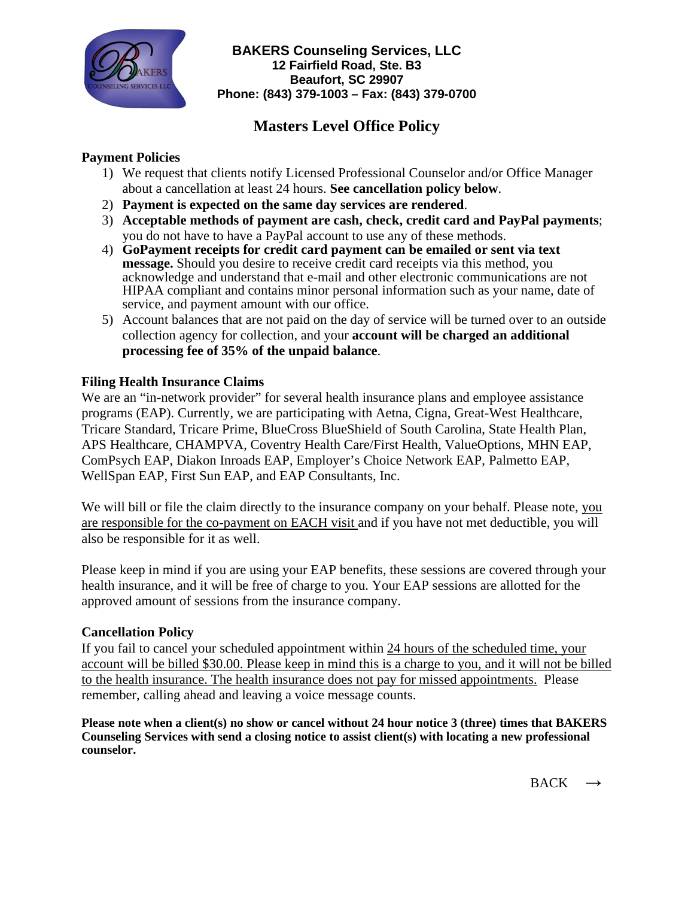**BAKERS Counseling Services, LLC**
**12 Fairfield Road, Ste. B3**
**Beaufort, SC 29907**
**Phone: (843) 379-1003 – Fax: (843) 379-0700**

# Masters Level Office Policy

### Payment Policies

1) We request that clients notify Licensed Professional Counselor and/or Office Manager about a cancellation at least 24 hours. **See cancellation policy below**.
2) **Payment is expected on the same day services are rendered**.
3) **Acceptable methods of payment are cash, check, credit card and PayPal payments**; you do not have to have a PayPal account to use any of these methods.
4) **GoPayment receipts for credit card payment can be emailed or sent via text message.** Should you desire to receive credit card receipts via this method, you acknowledge and understand that e-mail and other electronic communications are not HIPAA compliant and contains minor personal information such as your name, date of service, and payment amount with our office.
5) Account balances that are not paid on the day of service will be turned over to an outside collection agency for collection, and your **account will be charged an additional processing fee of 35% of the unpaid balance**.

### Filing Health Insurance Claims

We are an "in-network provider" for several health insurance plans and employee assistance programs (EAP). Currently, we are participating with Aetna, Cigna, Great-West Healthcare, Tricare Standard, Tricare Prime, BlueCross BlueShield of South Carolina, State Health Plan, APS Healthcare, CHAMPVA, Coventry Health Care/First Health, ValueOptions, MHN EAP, ComPsych EAP, Diakon Inroads EAP, Employer's Choice Network EAP, Palmetto EAP, WellSpan EAP, First Sun EAP, and EAP Consultants, Inc.

We will bill or file the claim directly to the insurance company on your behalf. Please note, you are responsible for the co-payment on EACH visit and if you have not met deductible, you will also be responsible for it as well.

Please keep in mind if you are using your EAP benefits, these sessions are covered through your health insurance, and it will be free of charge to you. Your EAP sessions are allotted for the approved amount of sessions from the insurance company.

### Cancellation Policy

If you fail to cancel your scheduled appointment within 24 hours of the scheduled time, your account will be billed $30.00. Please keep in mind this is a charge to you, and it will not be billed to the health insurance. The health insurance does not pay for missed appointments. Please remember, calling ahead and leaving a voice message counts.

**Please note when a client(s) no show or cancel without 24 hour notice 3 (three) times that BAKERS Counseling Services with send a closing notice to assist client(s) with locating a new professional counselor.**

BACK →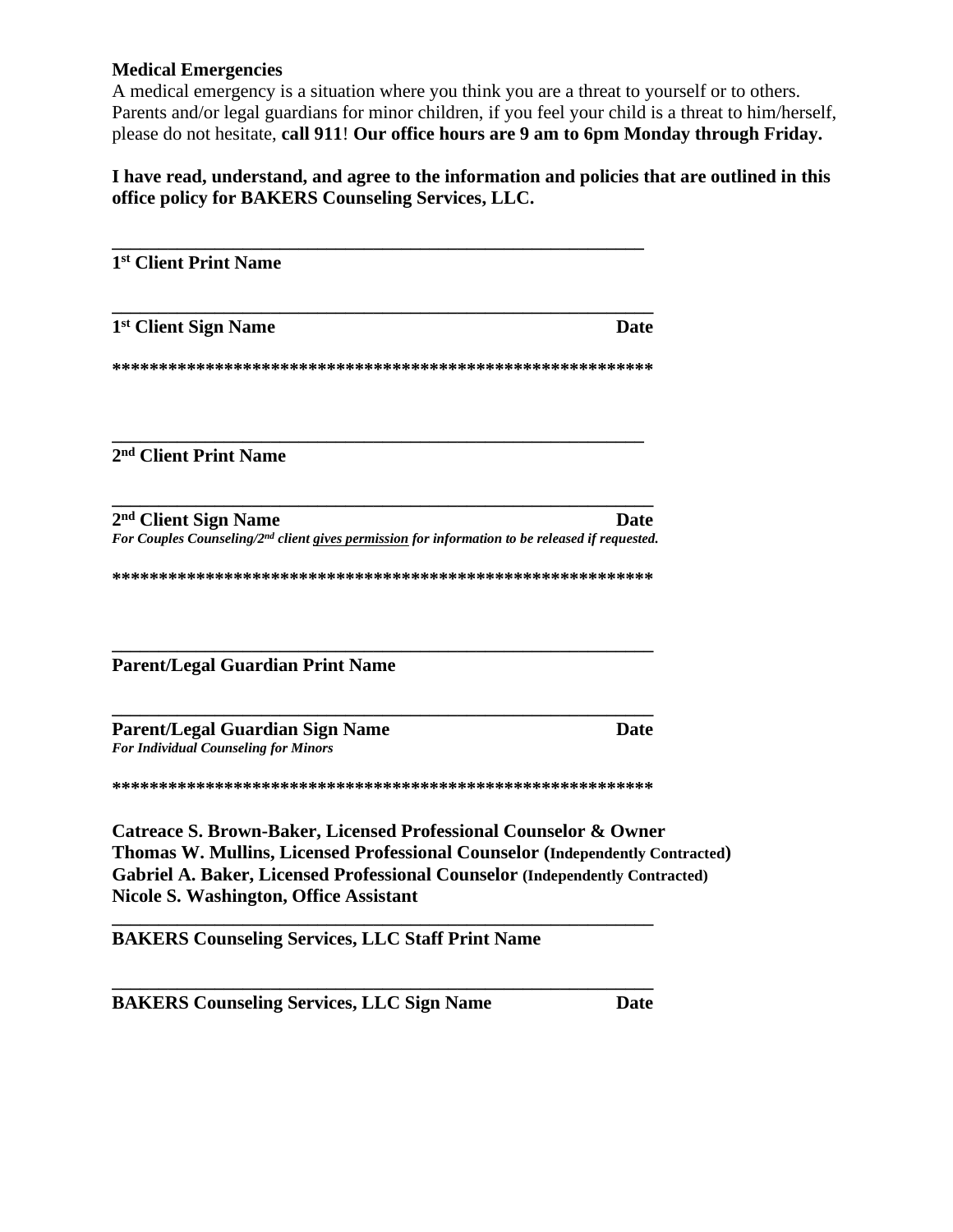**Medical Emergencies**
A medical emergency is a situation where you think you are a threat to yourself or to others. Parents and/or legal guardians for minor children, if you feel your child is a threat to him/herself, please do not hesitate, **call 911**! **Our office hours are 9 am to 6pm Monday through Friday.**

**I have read, understand, and agree to the information and policies that are outlined in this office policy for BAKERS Counseling Services, LLC.**

**_____________________________________________________________**
**1st Client Print Name**

**_____________________________________________________________**
**1st Client Sign Name** **Date**

**************************************************************

**_____________________________________________________________**
**2nd Client Print Name**

**_____________________________________________________________**
**2nd Client Sign Name** **Date**
***For Couples Counseling/2nd client gives permission for information to be released if requested.***

**************************************************************

**_____________________________________________________________**
**Parent/Legal Guardian Print Name**

**_____________________________________________________________**
**Parent/Legal Guardian Sign Name** **Date**
***For Individual Counseling for Minors***

**************************************************************

**Catreace S. Brown-Baker, Licensed Professional Counselor & Owner**
**Thomas W. Mullins, Licensed Professional Counselor (Independently Contracted)**
**Gabriel A. Baker, Licensed Professional Counselor (Independently Contracted)**
**Nicole S. Washington, Office Assistant**

**_____________________________________________________________**
**BAKERS Counseling Services, LLC Staff Print Name**

**_____________________________________________________________**
**BAKERS Counseling Services, LLC Sign Name** **Date**